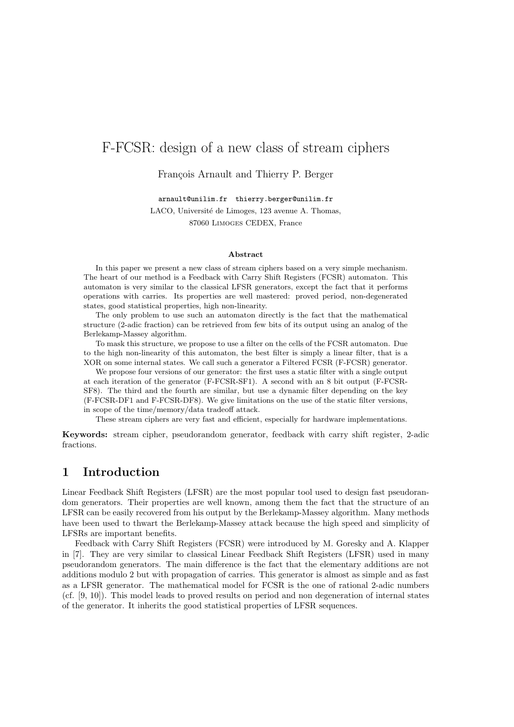# F-FCSR: design of a new class of stream ciphers

François Arnault and Thierry P. Berger

arnault@unilim.fr thierry.berger@unilim.fr

LACO, Université de Limoges, 123 avenue A. Thomas,

87060 Limoges CEDEX, France

### Abstract

In this paper we present a new class of stream ciphers based on a very simple mechanism. The heart of our method is a Feedback with Carry Shift Registers (FCSR) automaton. This automaton is very similar to the classical LFSR generators, except the fact that it performs operations with carries. Its properties are well mastered: proved period, non-degenerated states, good statistical properties, high non-linearity.

The only problem to use such an automaton directly is the fact that the mathematical structure (2-adic fraction) can be retrieved from few bits of its output using an analog of the Berlekamp-Massey algorithm.

To mask this structure, we propose to use a filter on the cells of the FCSR automaton. Due to the high non-linearity of this automaton, the best filter is simply a linear filter, that is a XOR on some internal states. We call such a generator a Filtered FCSR (F-FCSR) generator.

We propose four versions of our generator: the first uses a static filter with a single output at each iteration of the generator (F-FCSR-SF1). A second with an 8 bit output (F-FCSR-SF8). The third and the fourth are similar, but use a dynamic filter depending on the key (F-FCSR-DF1 and F-FCSR-DF8). We give limitations on the use of the static filter versions, in scope of the time/memory/data tradeoff attack.

These stream ciphers are very fast and efficient, especially for hardware implementations.

**Keywords:** stream cipher, pseudorandom generator, feedback with carry shift register, 2-adic fractions.

## 1 Introduction

Linear Feedback Shift Registers (LFSR) are the most popular tool used to design fast pseudorandom generators. Their properties are well known, among them the fact that the structure of an LFSR can be easily recovered from his output by the Berlekamp-Massey algorithm. Many methods have been used to thwart the Berlekamp-Massey attack because the high speed and simplicity of LFSRs are important benefits.

Feedback with Carry Shift Registers (FCSR) were introduced by M. Goresky and A. Klapper in [7]. They are very similar to classical Linear Feedback Shift Registers (LFSR) used in many pseudorandom generators. The main difference is the fact that the elementary additions are not additions modulo 2 but with propagation of carries. This generator is almost as simple and as fast as a LFSR generator. The mathematical model for FCSR is the one of rational 2-adic numbers (cf. [9, 10]). This model leads to proved results on period and non degeneration of internal states of the generator. It inherits the good statistical properties of LFSR sequences.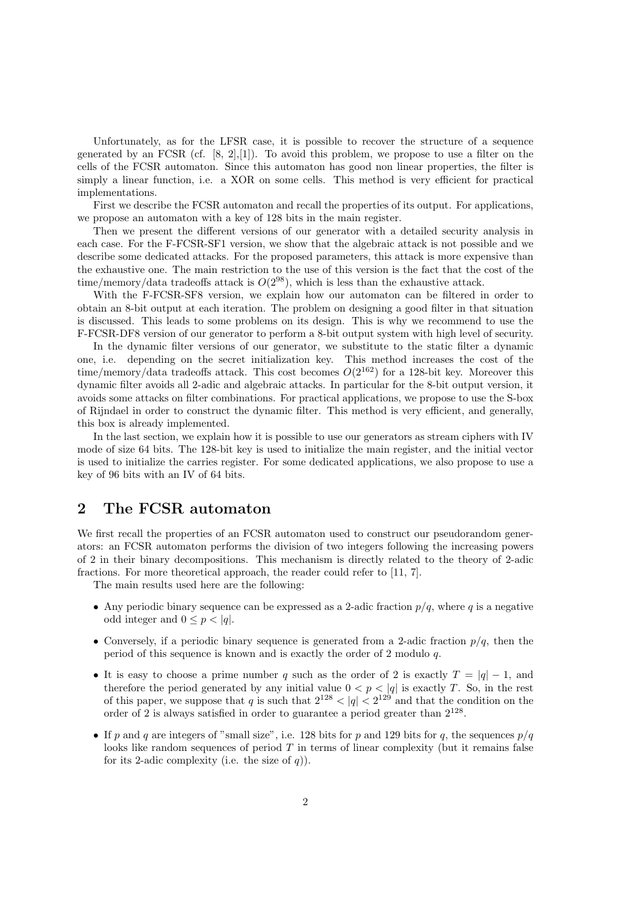Unfortunately, as for the LFSR case, it is possible to recover the structure of a sequence generated by an FCSR (cf. [8, 2],[1]). To avoid this problem, we propose to use a filter on the cells of the FCSR automaton. Since this automaton has good non linear properties, the filter is simply a linear function, i.e. a XOR on some cells. This method is very efficient for practical implementations.

First we describe the FCSR automaton and recall the properties of its output. For applications, we propose an automaton with a key of 128 bits in the main register.

Then we present the different versions of our generator with a detailed security analysis in each case. For the F-FCSR-SF1 version, we show that the algebraic attack is not possible and we describe some dedicated attacks. For the proposed parameters, this attack is more expensive than the exhaustive one. The main restriction to the use of this version is the fact that the cost of the time/memory/data tradeoffs attack is $O(2^{98})$, which is less than the exhaustive attack.

With the F-FCSR-SF8 version, we explain how our automaton can be filtered in order to obtain an 8-bit output at each iteration. The problem on designing a good filter in that situation is discussed. This leads to some problems on its design. This is why we recommend to use the F-FCSR-DF8 version of our generator to perform a 8-bit output system with high level of security.

In the dynamic filter versions of our generator, we substitute to the static filter a dynamic one, i.e. depending on the secret initialization key. This method increases the cost of the time/memory/data tradeoffs attack. This cost becomes $O(2^{162})$ for a 128-bit key. Moreover this dynamic filter avoids all 2-adic and algebraic attacks. In particular for the 8-bit output version, it avoids some attacks on filter combinations. For practical applications, we propose to use the S-box of Rijndael in order to construct the dynamic filter. This method is very efficient, and generally, this box is already implemented.

In the last section, we explain how it is possible to use our generators as stream ciphers with IV mode of size 64 bits. The 128-bit key is used to initialize the main register, and the initial vector is used to initialize the carries register. For some dedicated applications, we also propose to use a key of 96 bits with an IV of 64 bits.

## 2 The FCSR automaton

We first recall the properties of an FCSR automaton used to construct our pseudorandom generators: an FCSR automaton performs the division of two integers following the increasing powers of 2 in their binary decompositions. This mechanism is directly related to the theory of 2-adic fractions. For more theoretical approach, the reader could refer to [11, 7].

The main results used here are the following:

- Any periodic binary sequence can be expressed as a 2-adic fraction $p/q$, where $q$ is a negative odd integer and $0 \leq p < |q|$.
- Conversely, if a periodic binary sequence is generated from a 2-adic fraction $p/q$, then the period of this sequence is known and is exactly the order of 2 modulo $q$.
- It is easy to choose a prime number $q$ such as the order of 2 is exactly $T = |q| - 1$, and therefore the period generated by any initial value $0 < p < |q|$ is exactly $T$. So, in the rest of this paper, we suppose that $q$ is such that $2^{128} < |q| < 2^{129}$ and that the condition on the order of 2 is always satisfied in order to guarantee a period greater than $2^{128}$.
- If $p$ and $q$ are integers of "small size", i.e. 128 bits for $p$ and 129 bits for $q$, the sequences $p/q$ looks like random sequences of period $T$ in terms of linear complexity (but it remains false for its 2-adic complexity (i.e. the size of $q$)).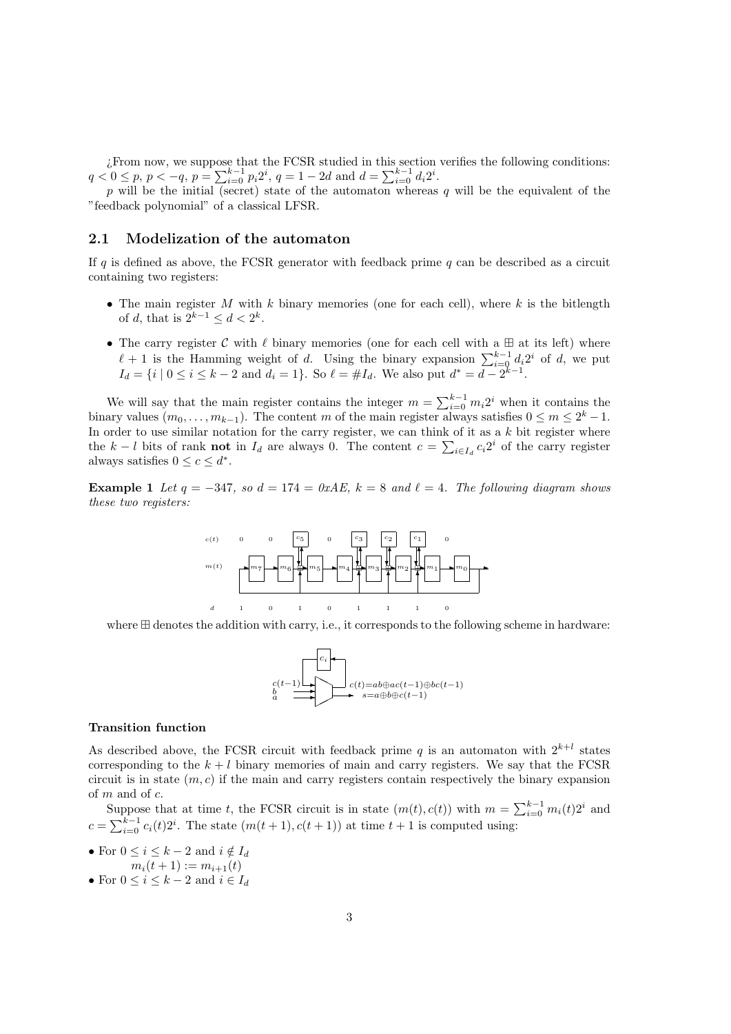¿From now, we suppose that the FCSR studied in this section verifies the following conditions: $q < 0 \leq p$, $p < -q$, $p = \sum_{i=0}^{k-1} p_i 2^i$, $q = 1 - 2d$ and $d = \sum_{i=0}^{k-1} d_i 2^i$.

$p$ will be the initial (secret) state of the automaton whereas $q$ will be the equivalent of the "feedback polynomial" of a classical LFSR.

## 2.1 Modelization of the automaton

If $q$ is defined as above, the FCSR generator with feedback prime $q$ can be described as a circuit containing two registers:

- The main register $M$ with $k$ binary memories (one for each cell), where $k$ is the bitlength of $d$, that is $2^{k-1} \leq d < 2^k$.
- The carry register $\mathcal{C}$ with $\ell$ binary memories (one for each cell with a $\boxplus$ at its left) where $\ell + 1$ is the Hamming weight of $d$. Using the binary expansion $\sum_{i=0}^{k-1} d_i 2^i$ of $d$, we put $I_d = \{i \mid 0 \leq i \leq k-2 \text{ and } d_i = 1\}$. So $\ell = \# I_d$. We also put $d^* = d - 2^{k-1}$.

We will say that the main register contains the integer $m = \sum_{i=0}^{k-1} m_i 2^i$ when it contains the binary values $(m_0, \ldots, m_{k-1})$. The content $m$ of the main register always satisfies $0 \leq m \leq 2^k - 1$. In order to use similar notation for the carry register, we can think of it as a $k$ bit register where the $k - l$ bits of rank **not** in $I_d$ are always 0. The content $c = \sum_{i \in I_d} c_i 2^i$ of the carry register always satisfies $0 \leq c \leq d^*$.

**Example 1** *Let $q = -347$, so $d = 174 = 0xAE$, $k = 8$ and $\ell = 4$. The following diagram shows these two registers:*

where $\boxplus$ denotes the addition with carry, i.e., it corresponds to the following scheme in hardware:

#### Transition function

As described above, the FCSR circuit with feedback prime $q$ is an automaton with $2^{k+l}$ states corresponding to the $k + l$ binary memories of main and carry registers. We say that the FCSR circuit is in state $(m, c)$ if the main and carry registers contain respectively the binary expansion of $m$ and of $c$.

Suppose that at time $t$, the FCSR circuit is in state $(m(t), c(t))$ with $m = \sum_{i=0}^{k-1} m_i(t) 2^i$ and $c = \sum_{i=0}^{k-1} c_i(t) 2^i$. The state $(m(t+1), c(t+1))$ at time $t + 1$ is computed using:

- For $0 \leq i \leq k-2$ and $i \notin I_d$
  $m_i(t+1) := m_{i+1}(t)$
- For $0 \leq i \leq k-2$ and $i \in I_d$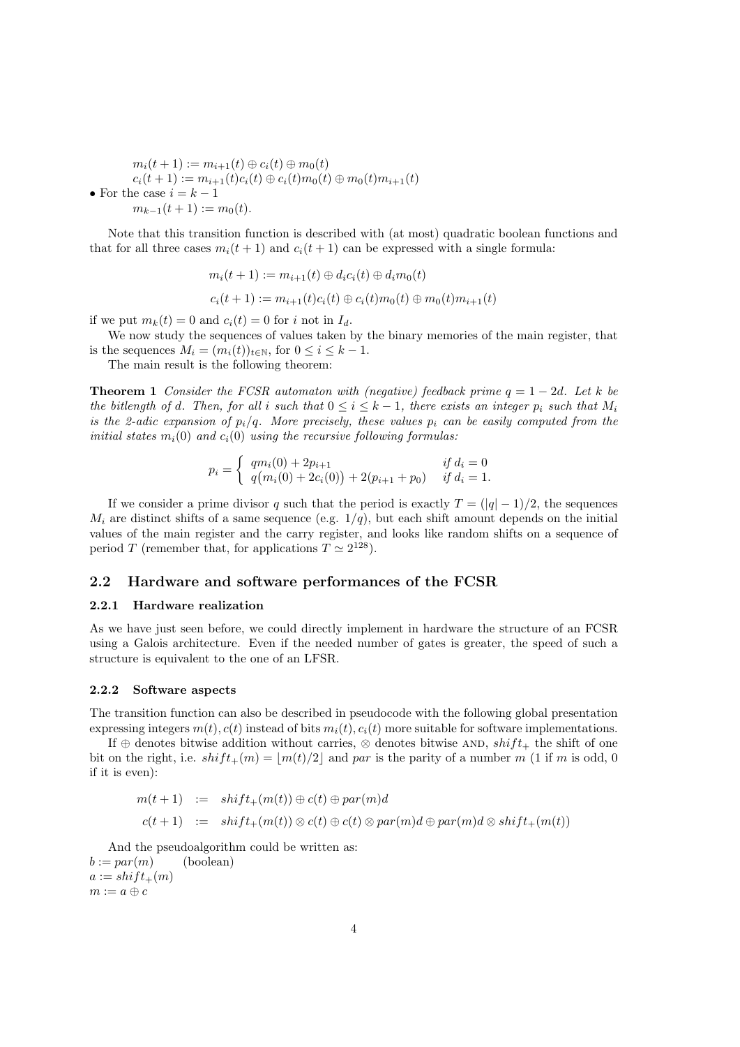$$m_i(t+1) := m_{i+1}(t) \oplus c_i(t) \oplus m_0(t)$$
$$c_i(t+1) := m_{i+1}(t)c_i(t) \oplus c_i(t)m_0(t) \oplus m_0(t)m_{i+1}(t)$$

- For the case $i = k-1$

$$m_{k-1}(t+1) := m_0(t).$$

Note that this transition function is described with (at most) quadratic boolean functions and that for all three cases $m_i(t+1)$ and $c_i(t+1)$ can be expressed with a single formula:

$$m_i(t+1) := m_{i+1}(t) \oplus d_i c_i(t) \oplus d_i m_0(t)$$

$$c_i(t+1) := m_{i+1}(t)c_i(t) \oplus c_i(t)m_0(t) \oplus m_0(t)m_{i+1}(t)$$

if we put $m_k(t) = 0$ and $c_i(t) = 0$ for $i$ not in $I_d$.

We now study the sequences of values taken by the binary memories of the main register, that is the sequences $M_i = (m_i(t))_{t \in \mathbb{N}}$, for $0 \le i \le k-1$.

The main result is the following theorem:

**Theorem 1** *Consider the FCSR automaton with (negative) feedback prime $q = 1 - 2d$. Let $k$ be the bitlength of $d$. Then, for all $i$ such that $0 \le i \le k-1$, there exists an integer $p_i$ such that $M_i$ is the 2-adic expansion of $p_i/q$. More precisely, these values $p_i$ can be easily computed from the initial states $m_i(0)$ and $c_i(0)$ using the recursive following formulas:*

$$p_i = \begin{cases} q m_i(0) + 2p_{i+1} & \text{if } d_i = 0 \\ q\big(m_i(0) + 2c_i(0)\big) + 2(p_{i+1} + p_0) & \text{if } d_i = 1. \end{cases}$$

If we consider a prime divisor $q$ such that the period is exactly $T = (|q|-1)/2$, the sequences $M_i$ are distinct shifts of a same sequence (e.g. $1/q$), but each shift amount depends on the initial values of the main register and the carry register, and looks like random shifts on a sequence of period $T$ (remember that, for applications $T \simeq 2^{128}$).

## 2.2 Hardware and software performances of the FCSR

### 2.2.1 Hardware realization

As we have just seen before, we could directly implement in hardware the structure of an FCSR using a Galois architecture. Even if the needed number of gates is greater, the speed of such a structure is equivalent to the one of an LFSR.

### 2.2.2 Software aspects

The transition function can also be described in pseudocode with the following global presentation expressing integers $m(t), c(t)$ instead of bits $m_i(t), c_i(t)$ more suitable for software implementations.

If $\oplus$ denotes bitwise addition without carries, $\otimes$ denotes bitwise AND, $shift_+$ the shift of one bit on the right, i.e. $shift_+(m) = \lfloor m(t)/2 \rfloor$ and $par$ is the parity of a number $m$ (1 if $m$ is odd, 0 if it is even):

$$\begin{aligned} m(t+1) &:= shift_+(m(t)) \oplus c(t) \oplus par(m)d \\ c(t+1) &:= shift_+(m(t)) \otimes c(t) \oplus c(t) \otimes par(m)d \oplus par(m)d \otimes shift_+(m(t)) \end{aligned}$$

And the pseudoalgorithm could be written as:

$b := par(m)$ (boolean)
$a := shift_+(m)$
$m := a \oplus c$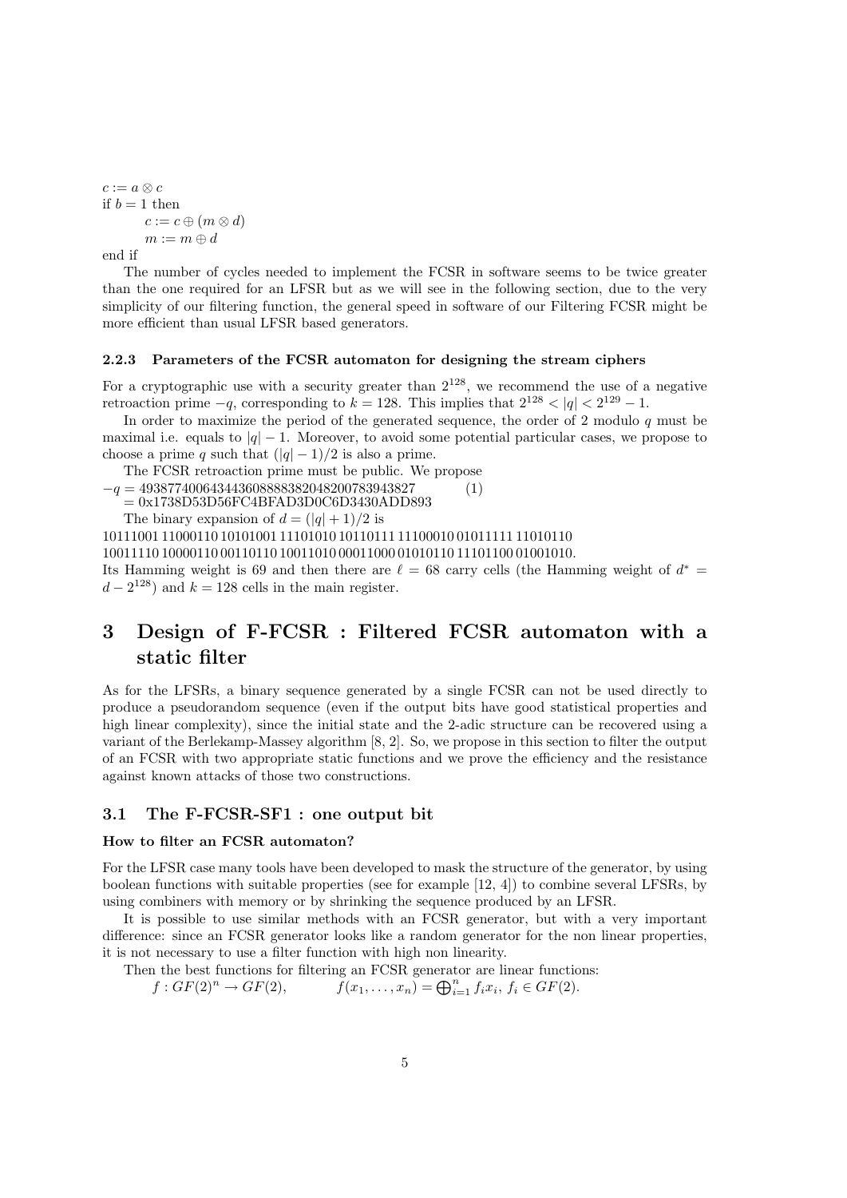$c := a \otimes c$
if $b = 1$ then
  $c := c \oplus (m \otimes d)$
  $m := m \oplus d$
end if

The number of cycles needed to implement the FCSR in software seems to be twice greater than the one required for an LFSR but as we will see in the following section, due to the very simplicity of our filtering function, the general speed in software of our Filtering FCSR might be more efficient than usual LFSR based generators.

#### 2.2.3 Parameters of the FCSR automaton for designing the stream ciphers

For a cryptographic use with a security greater than $2^{128}$, we recommend the use of a negative retroaction prime $-q$, corresponding to $k = 128$. This implies that $2^{128} < |q| < 2^{129} - 1$.

In order to maximize the period of the generated sequence, the order of 2 modulo $q$ must be maximal i.e. equals to $|q| - 1$. Moreover, to avoid some potential particular cases, we propose to choose a prime $q$ such that $(|q| - 1)/2$ is also a prime.

The FCSR retroaction prime must be public. We propose

$$-q = 493877400643443608888382048200783943827 \quad (1)$$
$$= \text{0x1738D53D56FC4BFAD3D0C6D3430ADD893}$$

The binary expansion of $d = (|q| + 1)/2$ is

10111001 11000110 10101001 11101010 10110111 11100010 01011111 11010110
10011110 10000110 00110110 10011010 00011000 01010110 11101100 01001010.

Its Hamming weight is 69 and then there are $\ell = 68$ carry cells (the Hamming weight of $d^* = d - 2^{128}$) and $k = 128$ cells in the main register.

## 3 Design of F-FCSR : Filtered FCSR automaton with a static filter

As for the LFSRs, a binary sequence generated by a single FCSR can not be used directly to produce a pseudorandom sequence (even if the output bits have good statistical properties and high linear complexity), since the initial state and the 2-adic structure can be recovered using a variant of the Berlekamp-Massey algorithm [8, 2]. So, we propose in this section to filter the output of an FCSR with two appropriate static functions and we prove the efficiency and the resistance against known attacks of those two constructions.

### 3.1 The F-FCSR-SF1 : one output bit

**How to filter an FCSR automaton?**

For the LFSR case many tools have been developed to mask the structure of the generator, by using boolean functions with suitable properties (see for example [12, 4]) to combine several LFSRs, by using combiners with memory or by shrinking the sequence produced by an LFSR.

It is possible to use similar methods with an FCSR generator, but with a very important difference: since an FCSR generator looks like a random generator for the non linear properties, it is not necessary to use a filter function with high non linearity.

Then the best functions for filtering an FCSR generator are linear functions:

$$f : GF(2)^n \to GF(2), \qquad f(x_1, \ldots, x_n) = \bigoplus_{i=1}^{n} f_i x_i,\ f_i \in GF(2).$$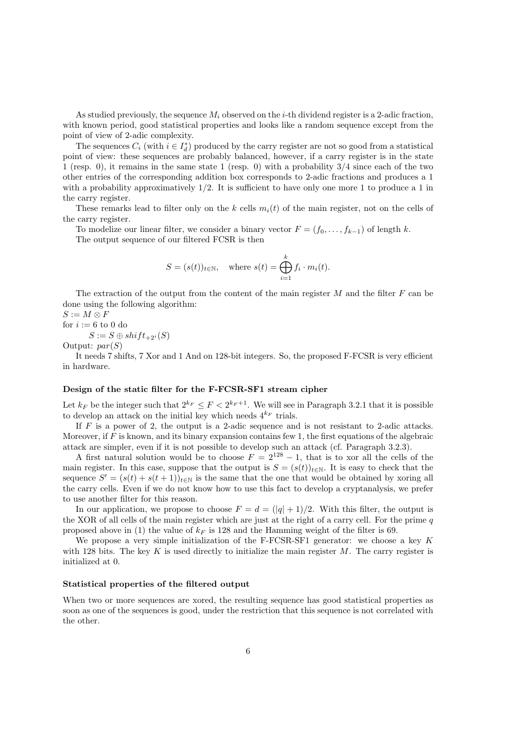As studied previously, the sequence $M_i$ observed on the $i$-th dividend register is a 2-adic fraction, with known period, good statistical properties and looks like a random sequence except from the point of view of 2-adic complexity.

The sequences $C_i$ (with $i \in I_d^*$) produced by the carry register are not so good from a statistical point of view: these sequences are probably balanced, however, if a carry register is in the state 1 (resp. 0), it remains in the same state 1 (resp. 0) with a probability 3/4 since each of the two other entries of the corresponding addition box corresponds to 2-adic fractions and produces a 1 with a probability approximatively 1/2. It is sufficient to have only one more 1 to produce a 1 in the carry register.

These remarks lead to filter only on the $k$ cells $m_i(t)$ of the main register, not on the cells of the carry register.

To modelize our linear filter, we consider a binary vector $F = (f_0, \ldots, f_{k-1})$ of length $k$.

The output sequence of our filtered FCSR is then

$$S = (s(t))_{t \in \mathbb{N}}, \quad \text{where } s(t) = \bigoplus_{i=1}^{k} f_i \cdot m_i(t).$$

The extraction of the output from the content of the main register $M$ and the filter $F$ can be done using the following algorithm:

$S := M \otimes F$
for $i := 6$ to 0 do
  $S := S \oplus shift_{+2^i}(S)$
Output: $par(S)$

It needs 7 shifts, 7 Xor and 1 And on 128-bit integers. So, the proposed F-FCSR is very efficient in hardware.

**Design of the static filter for the F-FCSR-SF1 stream cipher**

Let $k_F$ be the integer such that $2^{k_F} \leq F < 2^{k_F+1}$. We will see in Paragraph 3.2.1 that it is possible to develop an attack on the initial key which needs $4^{k_F}$ trials.

If $F$ is a power of 2, the output is a 2-adic sequence and is not resistant to 2-adic attacks. Moreover, if $F$ is known, and its binary expansion contains few 1, the first equations of the algebraic attack are simpler, even if it is not possible to develop such an attack (cf. Paragraph 3.2.3).

A first natural solution would be to choose $F = 2^{128} - 1$, that is to xor all the cells of the main register. In this case, suppose that the output is $S = (s(t))_{t \in \mathbb{N}}$. It is easy to check that the sequence $S' = (s(t) + s(t+1))_{t \in \mathbb{N}}$ is the same that the one that would be obtained by xoring all the carry cells. Even if we do not know how to use this fact to develop a cryptanalysis, we prefer to use another filter for this reason.

In our application, we propose to choose $F = d = (|q| + 1)/2$. With this filter, the output is the XOR of all cells of the main register which are just at the right of a carry cell. For the prime $q$ proposed above in (1) the value of $k_F$ is 128 and the Hamming weight of the filter is 69.

We propose a very simple initialization of the F-FCSR-SF1 generator: we choose a key $K$ with 128 bits. The key $K$ is used directly to initialize the main register $M$. The carry register is initialized at 0.

**Statistical properties of the filtered output**

When two or more sequences are xored, the resulting sequence has good statistical properties as soon as one of the sequences is good, under the restriction that this sequence is not correlated with the other.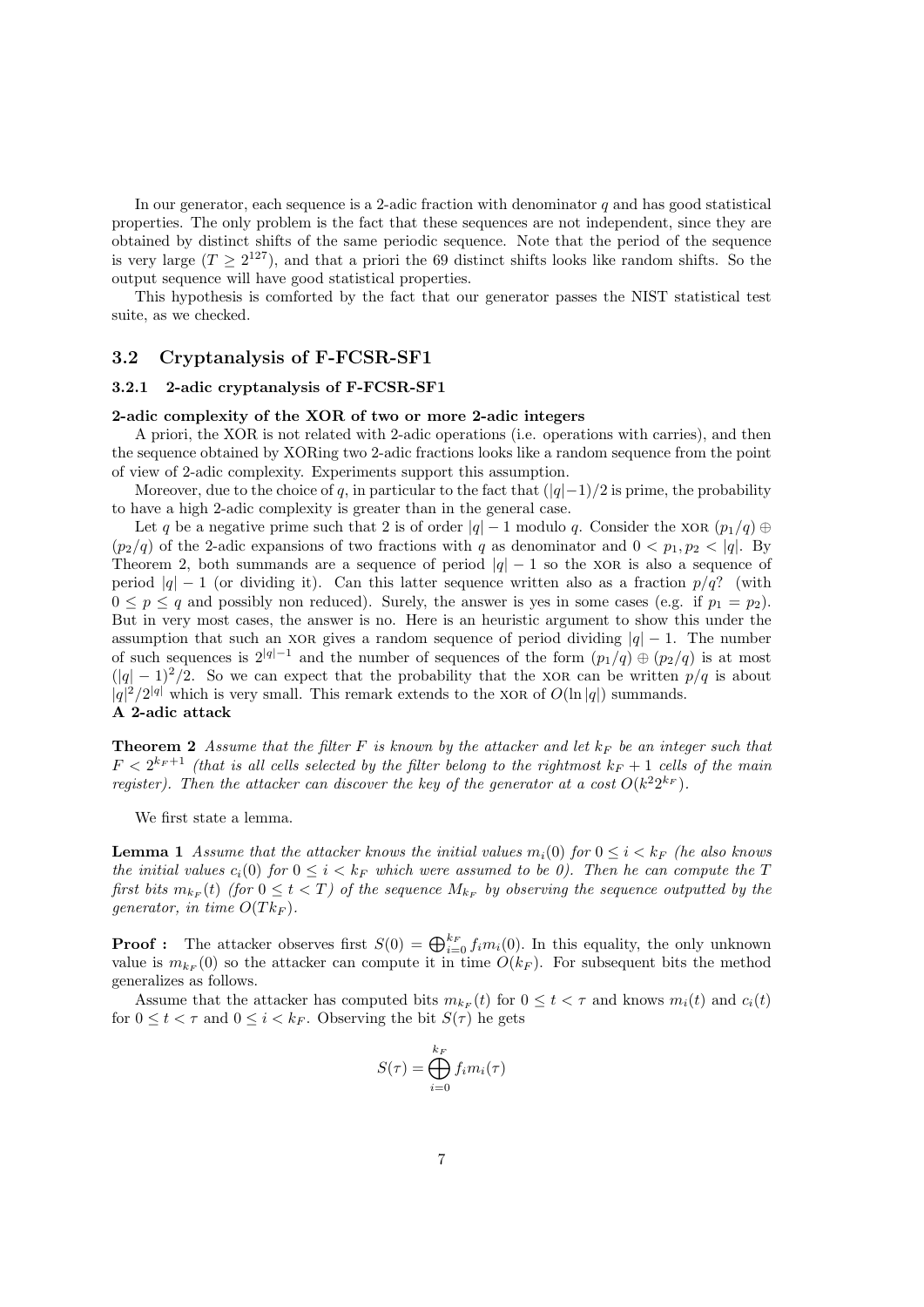In our generator, each sequence is a 2-adic fraction with denominator $q$ and has good statistical properties. The only problem is the fact that these sequences are not independent, since they are obtained by distinct shifts of the same periodic sequence. Note that the period of the sequence is very large ($T \geq 2^{127}$), and that a priori the 69 distinct shifts looks like random shifts. So the output sequence will have good statistical properties.

This hypothesis is comforted by the fact that our generator passes the NIST statistical test suite, as we checked.

## 3.2 Cryptanalysis of F-FCSR-SF1

### 3.2.1 2-adic cryptanalysis of F-FCSR-SF1

**2-adic complexity of the XOR of two or more 2-adic integers**

A priori, the XOR is not related with 2-adic operations (i.e. operations with carries), and then the sequence obtained by XORing two 2-adic fractions looks like a random sequence from the point of view of 2-adic complexity. Experiments support this assumption.

Moreover, due to the choice of $q$, in particular to the fact that $(|q|-1)/2$ is prime, the probability to have a high 2-adic complexity is greater than in the general case.

Let $q$ be a negative prime such that 2 is of order $|q|-1$ modulo $q$. Consider the XOR $(p_1/q) \oplus (p_2/q)$ of the 2-adic expansions of two fractions with $q$ as denominator and $0 < p_1, p_2 < |q|$. By Theorem 2, both summands are a sequence of period $|q|-1$ so the XOR is also a sequence of period $|q|-1$ (or dividing it). Can this latter sequence written also as a fraction $p/q$? (with $0 \leq p \leq q$ and possibly non reduced). Surely, the answer is yes in some cases (e.g. if $p_1 = p_2$). But in very most cases, the answer is no. Here is an heuristic argument to show this under the assumption that such an XOR gives a random sequence of period dividing $|q|-1$. The number of such sequences is $2^{|q|-1}$ and the number of sequences of the form $(p_1/q) \oplus (p_2/q)$ is at most $(|q|-1)^2/2$. So we can expect that the probability that the XOR can be written $p/q$ is about $|q|^2/2^{|q|}$ which is very small. This remark extends to the XOR of $O(\ln |q|)$ summands.

**A 2-adic attack**

**Theorem 2** *Assume that the filter $F$ is known by the attacker and let $k_F$ be an integer such that $F < 2^{k_F+1}$ (that is all cells selected by the filter belong to the rightmost $k_F + 1$ cells of the main register). Then the attacker can discover the key of the generator at a cost $O(k^2 2^{k_F})$.*

We first state a lemma.

**Lemma 1** *Assume that the attacker knows the initial values $m_i(0)$ for $0 \leq i < k_F$ (he also knows the initial values $c_i(0)$ for $0 \leq i < k_F$ which were assumed to be 0). Then he can compute the $T$ first bits $m_{k_F}(t)$ (for $0 \leq t < T$) of the sequence $M_{k_F}$ by observing the sequence outputted by the generator, in time $O(Tk_F)$.*

**Proof :** The attacker observes first $S(0) = \bigoplus_{i=0}^{k_F} f_i m_i(0)$. In this equality, the only unknown value is $m_{k_F}(0)$ so the attacker can compute it in time $O(k_F)$. For subsequent bits the method generalizes as follows.

Assume that the attacker has computed bits $m_{k_F}(t)$ for $0 \leq t < \tau$ and knows $m_i(t)$ and $c_i(t)$ for $0 \leq t < \tau$ and $0 \leq i < k_F$. Observing the bit $S(\tau)$ he gets

$$S(\tau) = \bigoplus_{i=0}^{k_F} f_i m_i(\tau)$$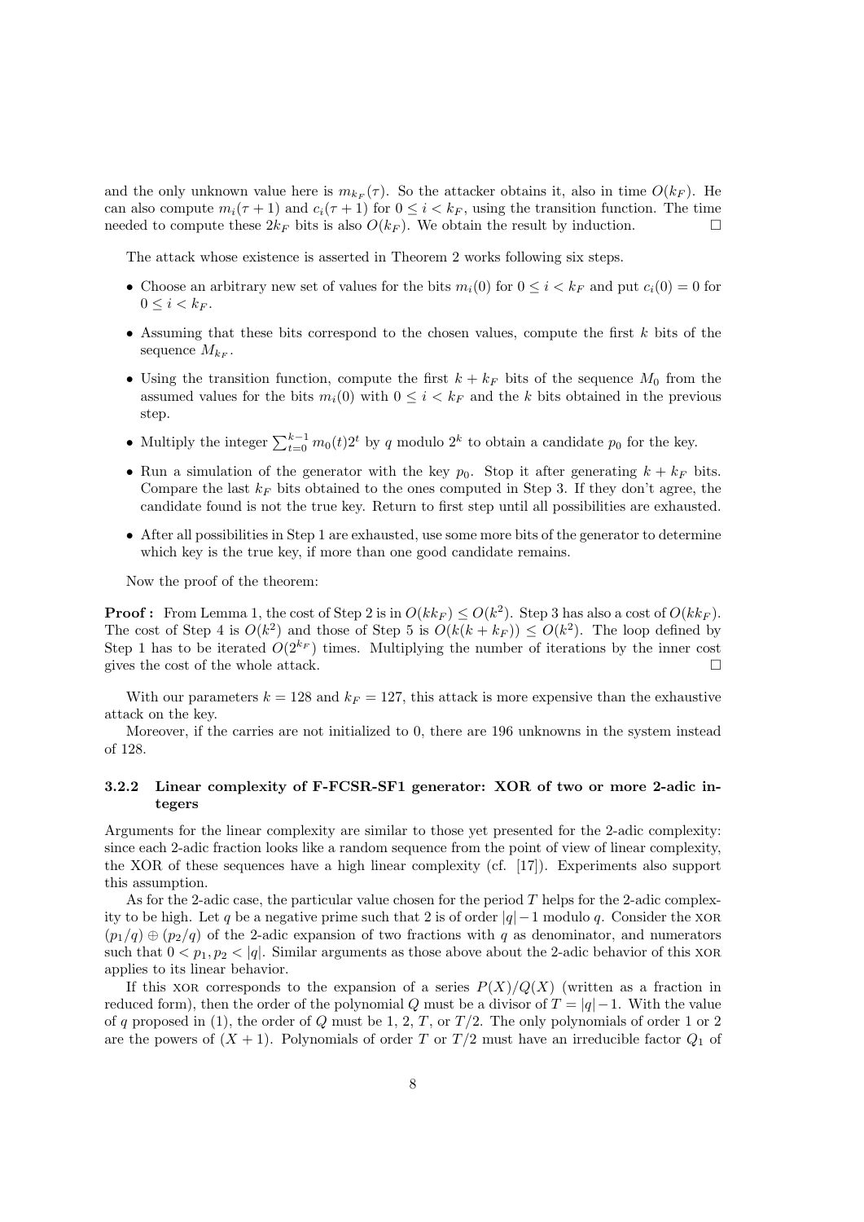and the only unknown value here is $m_{k_F}(\tau)$. So the attacker obtains it, also in time $O(k_F)$. He can also compute $m_i(\tau+1)$ and $c_i(\tau+1)$ for $0 \le i < k_F$, using the transition function. The time needed to compute these $2k_F$ bits is also $O(k_F)$. We obtain the result by induction. □

The attack whose existence is asserted in Theorem 2 works following six steps.

- Choose an arbitrary new set of values for the bits $m_i(0)$ for $0 \le i < k_F$ and put $c_i(0) = 0$ for $0 \le i < k_F$.
- Assuming that these bits correspond to the chosen values, compute the first $k$ bits of the sequence $M_{k_F}$.
- Using the transition function, compute the first $k + k_F$ bits of the sequence $M_0$ from the assumed values for the bits $m_i(0)$ with $0 \le i < k_F$ and the $k$ bits obtained in the previous step.
- Multiply the integer $\sum_{t=0}^{k-1} m_0(t)2^t$ by $q$ modulo $2^k$ to obtain a candidate $p_0$ for the key.
- Run a simulation of the generator with the key $p_0$. Stop it after generating $k + k_F$ bits. Compare the last $k_F$ bits obtained to the ones computed in Step 3. If they don't agree, the candidate found is not the true key. Return to first step until all possibilities are exhausted.
- After all possibilities in Step 1 are exhausted, use some more bits of the generator to determine which key is the true key, if more than one good candidate remains.

Now the proof of the theorem:

**Proof :** From Lemma 1, the cost of Step 2 is in $O(kk_F) \le O(k^2)$. Step 3 has also a cost of $O(kk_F)$. The cost of Step 4 is $O(k^2)$ and those of Step 5 is $O(k(k + k_F)) \le O(k^2)$. The loop defined by Step 1 has to be iterated $O(2^{k_F})$ times. Multiplying the number of iterations by the inner cost gives the cost of the whole attack. □

With our parameters $k = 128$ and $k_F = 127$, this attack is more expensive than the exhaustive attack on the key.

Moreover, if the carries are not initialized to 0, there are 196 unknowns in the system instead of 128.

#### 3.2.2 Linear complexity of F-FCSR-SF1 generator: XOR of two or more 2-adic integers

Arguments for the linear complexity are similar to those yet presented for the 2-adic complexity: since each 2-adic fraction looks like a random sequence from the point of view of linear complexity, the XOR of these sequences have a high linear complexity (cf. [17]). Experiments also support this assumption.

As for the 2-adic case, the particular value chosen for the period $T$ helps for the 2-adic complexity to be high. Let $q$ be a negative prime such that 2 is of order $|q|-1$ modulo $q$. Consider the XOR $(p_1/q) \oplus (p_2/q)$ of the 2-adic expansion of two fractions with $q$ as denominator, and numerators such that $0 < p_1, p_2 < |q|$. Similar arguments as those above about the 2-adic behavior of this XOR applies to its linear behavior.

If this XOR corresponds to the expansion of a series $P(X)/Q(X)$ (written as a fraction in reduced form), then the order of the polynomial $Q$ must be a divisor of $T = |q|-1$. With the value of $q$ proposed in (1), the order of $Q$ must be 1, 2, $T$, or $T/2$. The only polynomials of order 1 or 2 are the powers of $(X+1)$. Polynomials of order $T$ or $T/2$ must have an irreducible factor $Q_1$ of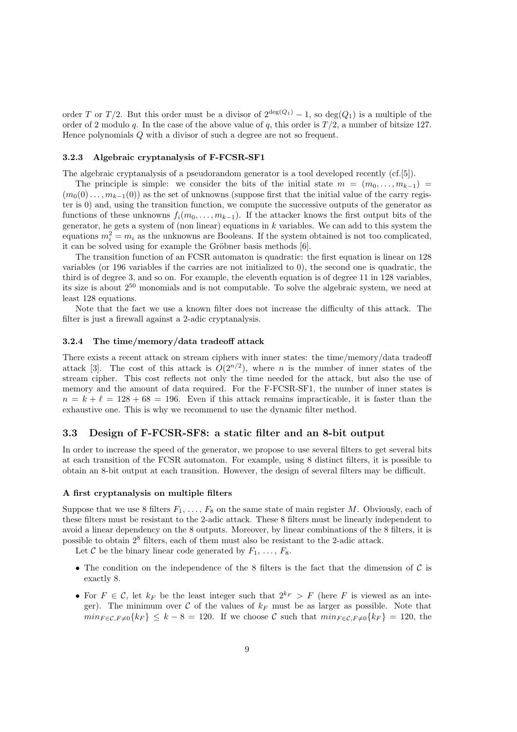order $T$ or $T/2$. But this order must be a divisor of $2^{\deg(Q_1)} - 1$, so $\deg(Q_1)$ is a multiple of the order of 2 modulo $q$. In the case of the above value of $q$, this order is $T/2$, a number of bitsize 127. Hence polynomials $Q$ with a divisor of such a degree are not so frequent.

### 3.2.3 Algebraic cryptanalysis of F-FCSR-SF1

The algebraic cryptanalysis of a pseudorandom generator is a tool developed recently (cf.[5]).

The principle is simple: we consider the bits of the initial state $m = (m_0, \ldots, m_{k-1}) = (m_0(0) \ldots, m_{k-1}(0))$ as the set of unknowns (suppose first that the initial value of the carry register is 0) and, using the transition function, we compute the successive outputs of the generator as functions of these unknowns $f_i(m_0, \ldots, m_{k-1})$. If the attacker knows the first output bits of the generator, he gets a system of (non linear) equations in $k$ variables. We can add to this system the equations $m_i^2 = m_i$ as the unknowns are Booleans. If the system obtained is not too complicated, it can be solved using for example the Gröbner basis methods [6].

The transition function of an FCSR automaton is quadratic: the first equation is linear on 128 variables (or 196 variables if the carries are not initialized to 0), the second one is quadratic, the third is of degree 3, and so on. For example, the eleventh equation is of degree 11 in 128 variables, its size is about $2^{50}$ monomials and is not computable. To solve the algebraic system, we need at least 128 equations.

Note that the fact we use a known filter does not increase the difficulty of this attack. The filter is just a firewall against a 2-adic cryptanalysis.

### 3.2.4 The time/memory/data tradeoff attack

There exists a recent attack on stream ciphers with inner states: the time/memory/data tradeoff attack [3]. The cost of this attack is $O(2^{n/2})$, where $n$ is the number of inner states of the stream cipher. This cost reflects not only the time needed for the attack, but also the use of memory and the amount of data required. For the F-FCSR-SF1, the number of inner states is $n = k + \ell = 128 + 68 = 196$. Even if this attack remains impracticable, it is faster than the exhaustive one. This is why we recommend to use the dynamic filter method.

## 3.3 Design of F-FCSR-SF8: a static filter and an 8-bit output

In order to increase the speed of the generator, we propose to use several filters to get several bits at each transition of the FCSR automaton. For example, using 8 distinct filters, it is possible to obtain an 8-bit output at each transition. However, the design of several filters may be difficult.

**A first cryptanalysis on multiple filters**

Suppose that we use 8 filters $F_1, \ldots, F_8$ on the same state of main register $M$. Obviously, each of these filters must be resistant to the 2-adic attack. These 8 filters must be linearly independent to avoid a linear dependency on the 8 outputs. Moreover, by linear combinations of the 8 filters, it is possible to obtain $2^8$ filters, each of them must also be resistant to the 2-adic attack.

Let $\mathcal{C}$ be the binary linear code generated by $F_1, \ldots, F_8$.

- The condition on the independence of the 8 filters is the fact that the dimension of $\mathcal{C}$ is exactly 8.
- For $F \in \mathcal{C}$, let $k_F$ be the least integer such that $2^{k_F} > F$ (here $F$ is viewed as an integer). The minimum over $\mathcal{C}$ of the values of $k_F$ must be as larger as possible. Note that $min_{F \in \mathcal{C}, F \neq 0}\{k_F\} \leq k - 8 = 120$. If we choose $\mathcal{C}$ such that $min_{F \in \mathcal{C}, F \neq 0}\{k_F\} = 120$, the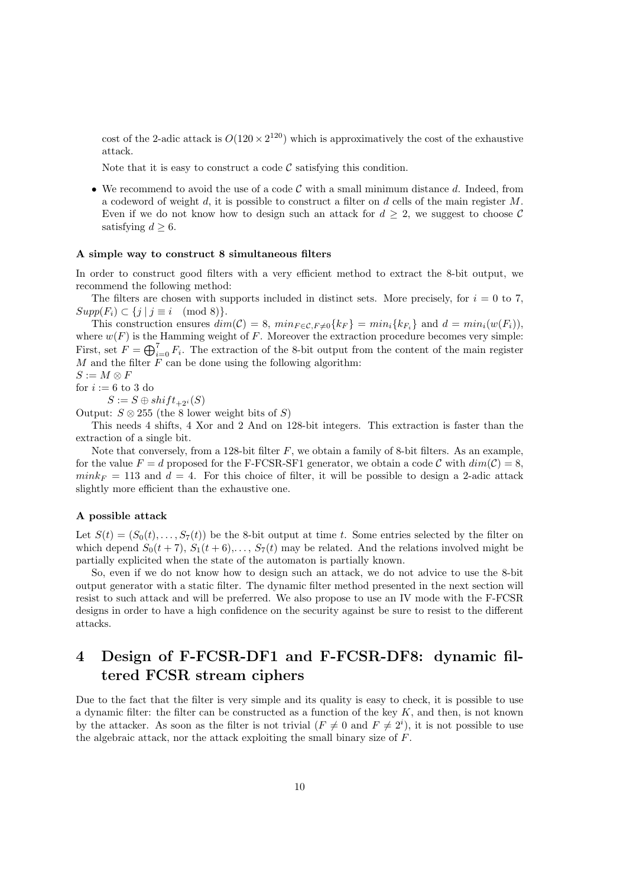cost of the 2-adic attack is $O(120 \times 2^{120})$ which is approximatively the cost of the exhaustive attack.

Note that it is easy to construct a code $\mathcal{C}$ satisfying this condition.

- We recommend to avoid the use of a code $\mathcal{C}$ with a small minimum distance $d$. Indeed, from a codeword of weight $d$, it is possible to construct a filter on $d$ cells of the main register $M$. Even if we do not know how to design such an attack for $d \geq 2$, we suggest to choose $\mathcal{C}$ satisfying $d \geq 6$.

**A simple way to construct 8 simultaneous filters**

In order to construct good filters with a very efficient method to extract the 8-bit output, we recommend the following method:

The filters are chosen with supports included in distinct sets. More precisely, for $i = 0$ to 7, $Supp(F_i) \subset \{j \mid j \equiv i \pmod 8\}$.

This construction ensures $dim(\mathcal{C}) = 8$, $min_{F \in \mathcal{C}, F \neq 0}\{k_F\} = min_i\{k_{F_i}\}$ and $d = min_i(w(F_i))$, where $w(F)$ is the Hamming weight of $F$. Moreover the extraction procedure becomes very simple: First, set $F = \bigoplus_{i=0}^{7} F_i$. The extraction of the 8-bit output from the content of the main register $M$ and the filter $F$ can be done using the following algorithm:

$S := M \otimes F$
for $i := 6$ to 3 do
    $S := S \oplus shift_{+2^i}(S)$
Output: $S \otimes 255$ (the 8 lower weight bits of $S$)

This needs 4 shifts, 4 Xor and 2 And on 128-bit integers. This extraction is faster than the extraction of a single bit.

Note that conversely, from a 128-bit filter $F$, we obtain a family of 8-bit filters. As an example, for the value $F = d$ proposed for the F-FCSR-SF1 generator, we obtain a code $\mathcal{C}$ with $dim(\mathcal{C}) = 8$, $mink_F = 113$ and $d = 4$. For this choice of filter, it will be possible to design a 2-adic attack slightly more efficient than the exhaustive one.

**A possible attack**

Let $S(t) = (S_0(t), \ldots, S_7(t))$ be the 8-bit output at time $t$. Some entries selected by the filter on which depend $S_0(t+7)$, $S_1(t+6)$,..., $S_7(t)$ may be related. And the relations involved might be partially explicited when the state of the automaton is partially known.

So, even if we do not know how to design such an attack, we do not advice to use the 8-bit output generator with a static filter. The dynamic filter method presented in the next section will resist to such attack and will be preferred. We also propose to use an IV mode with the F-FCSR designs in order to have a high confidence on the security against be sure to resist to the different attacks.

# 4 Design of F-FCSR-DF1 and F-FCSR-DF8: dynamic filtered FCSR stream ciphers

Due to the fact that the filter is very simple and its quality is easy to check, it is possible to use a dynamic filter: the filter can be constructed as a function of the key $K$, and then, is not known by the attacker. As soon as the filter is not trivial ($F \neq 0$ and $F \neq 2^i$), it is not possible to use the algebraic attack, nor the attack exploiting the small binary size of $F$.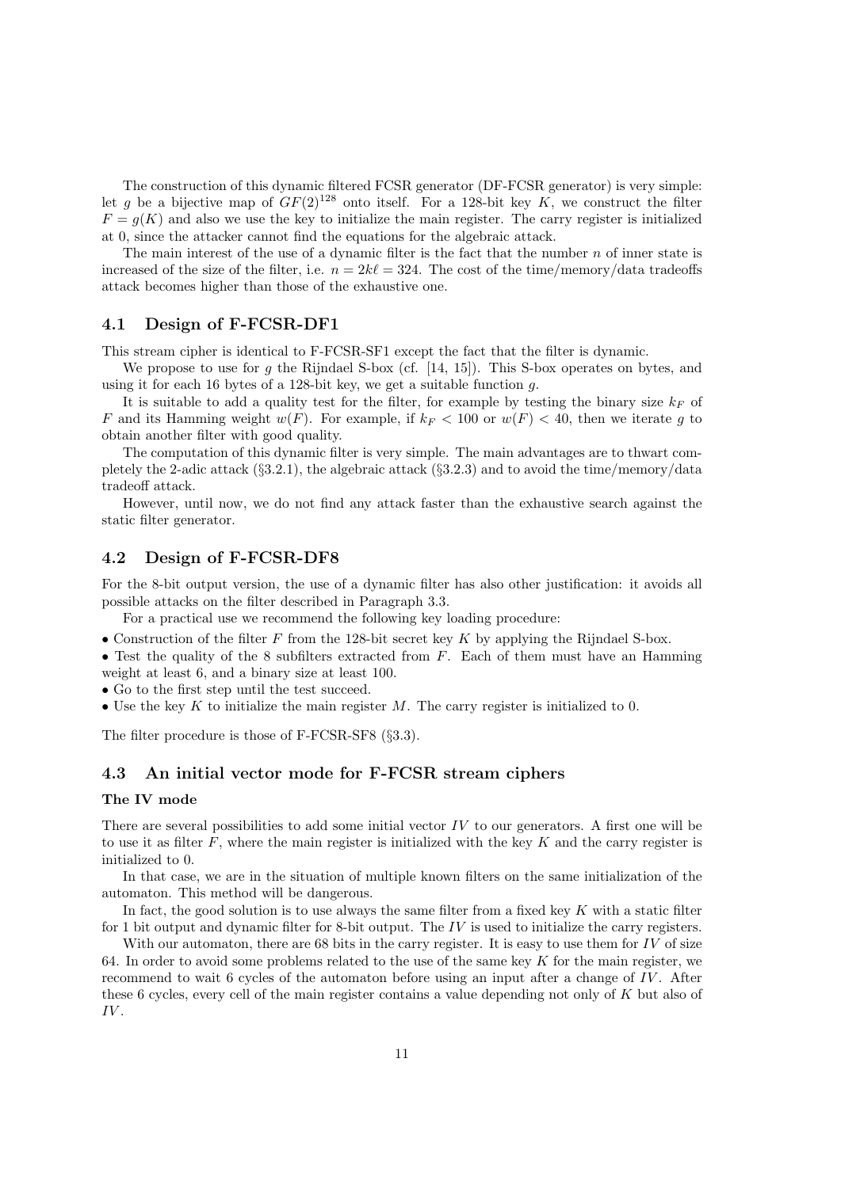The construction of this dynamic filtered FCSR generator (DF-FCSR generator) is very simple: let $g$ be a bijective map of $GF(2)^{128}$ onto itself. For a 128-bit key $K$, we construct the filter $F = g(K)$ and also we use the key to initialize the main register. The carry register is initialized at 0, since the attacker cannot find the equations for the algebraic attack.

The main interest of the use of a dynamic filter is the fact that the number $n$ of inner state is increased of the size of the filter, i.e. $n = 2k\ell = 324$. The cost of the time/memory/data tradeoffs attack becomes higher than those of the exhaustive one.

### 4.1 Design of F-FCSR-DF1

This stream cipher is identical to F-FCSR-SF1 except the fact that the filter is dynamic.

We propose to use for $g$ the Rijndael S-box (cf. [14, 15]). This S-box operates on bytes, and using it for each 16 bytes of a 128-bit key, we get a suitable function $g$.

It is suitable to add a quality test for the filter, for example by testing the binary size $k_F$ of $F$ and its Hamming weight $w(F)$. For example, if $k_F < 100$ or $w(F) < 40$, then we iterate $g$ to obtain another filter with good quality.

The computation of this dynamic filter is very simple. The main advantages are to thwart completely the 2-adic attack (§3.2.1), the algebraic attack (§3.2.3) and to avoid the time/memory/data tradeoff attack.

However, until now, we do not find any attack faster than the exhaustive search against the static filter generator.

### 4.2 Design of F-FCSR-DF8

For the 8-bit output version, the use of a dynamic filter has also other justification: it avoids all possible attacks on the filter described in Paragraph 3.3.

For a practical use we recommend the following key loading procedure:

- Construction of the filter $F$ from the 128-bit secret key $K$ by applying the Rijndael S-box.
- Test the quality of the 8 subfilters extracted from $F$. Each of them must have an Hamming weight at least 6, and a binary size at least 100.
- Go to the first step until the test succeed.
- Use the key $K$ to initialize the main register $M$. The carry register is initialized to 0.

The filter procedure is those of F-FCSR-SF8 (§3.3).

### 4.3 An initial vector mode for F-FCSR stream ciphers

#### The IV mode

There are several possibilities to add some initial vector $IV$ to our generators. A first one will be to use it as filter $F$, where the main register is initialized with the key $K$ and the carry register is initialized to 0.

In that case, we are in the situation of multiple known filters on the same initialization of the automaton. This method will be dangerous.

In fact, the good solution is to use always the same filter from a fixed key $K$ with a static filter for 1 bit output and dynamic filter for 8-bit output. The $IV$ is used to initialize the carry registers.

With our automaton, there are 68 bits in the carry register. It is easy to use them for $IV$ of size 64. In order to avoid some problems related to the use of the same key $K$ for the main register, we recommend to wait 6 cycles of the automaton before using an input after a change of $IV$. After these 6 cycles, every cell of the main register contains a value depending not only of $K$ but also of $IV$.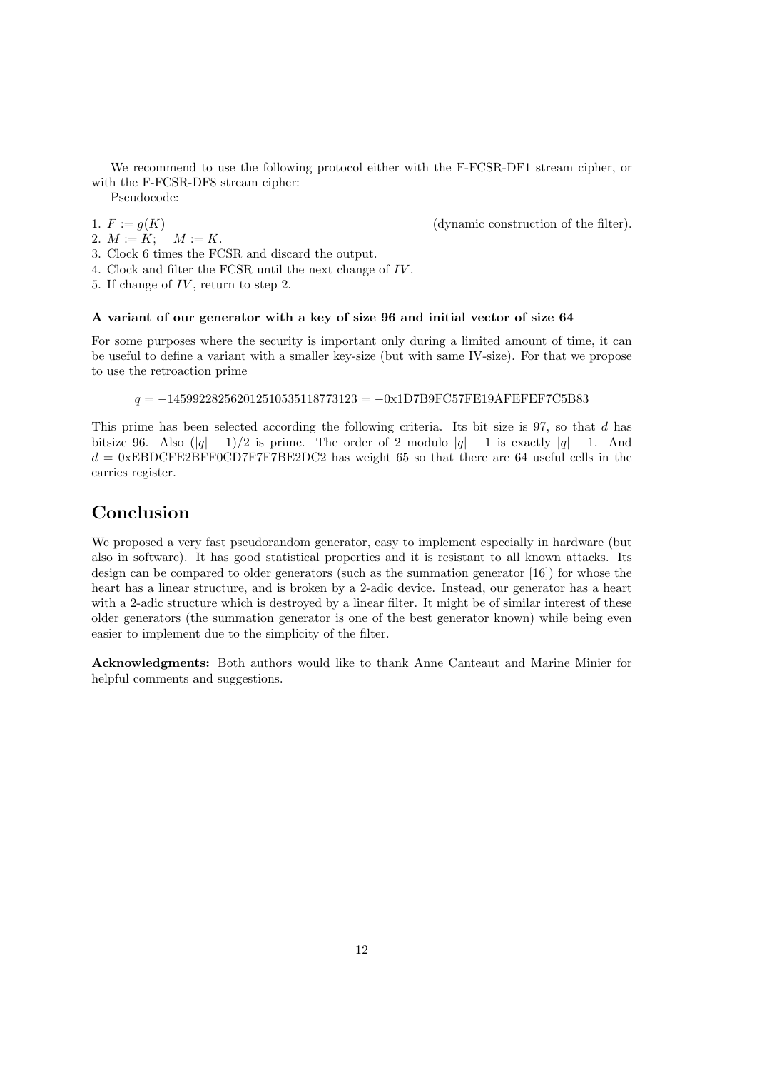We recommend to use the following protocol either with the F-FCSR-DF1 stream cipher, or with the F-FCSR-DF8 stream cipher:

Pseudocode:

1. $F := g(K)$ (dynamic construction of the filter).
2. $M := K$; $M := K$.
3. Clock 6 times the FCSR and discard the output.
4. Clock and filter the FCSR until the next change of $IV$.
5. If change of $IV$, return to step 2.

**A variant of our generator with a key of size 96 and initial vector of size 64**

For some purposes where the security is important only during a limited amount of time, it can be useful to define a variant with a smaller key-size (but with same IV-size). For that we propose to use the retroaction prime

$$q = -145992282562012510535118773123 = -0\text{x1D7B9FC57FE19AFEFEF7C5B83}$$

This prime has been selected according the following criteria. Its bit size is 97, so that $d$ has bitsize 96. Also $(|q| - 1)/2$ is prime. The order of 2 modulo $|q| - 1$ is exactly $|q| - 1$. And $d = 0\text{xEBDCFE2BFF0CD7F7F7BE2DC2}$ has weight 65 so that there are 64 useful cells in the carries register.

## Conclusion

We proposed a very fast pseudorandom generator, easy to implement especially in hardware (but also in software). It has good statistical properties and it is resistant to all known attacks. Its design can be compared to older generators (such as the summation generator [16]) for whose the heart has a linear structure, and is broken by a 2-adic device. Instead, our generator has a heart with a 2-adic structure which is destroyed by a linear filter. It might be of similar interest of these older generators (the summation generator is one of the best generator known) while being even easier to implement due to the simplicity of the filter.

**Acknowledgments:** Both authors would like to thank Anne Canteaut and Marine Minier for helpful comments and suggestions.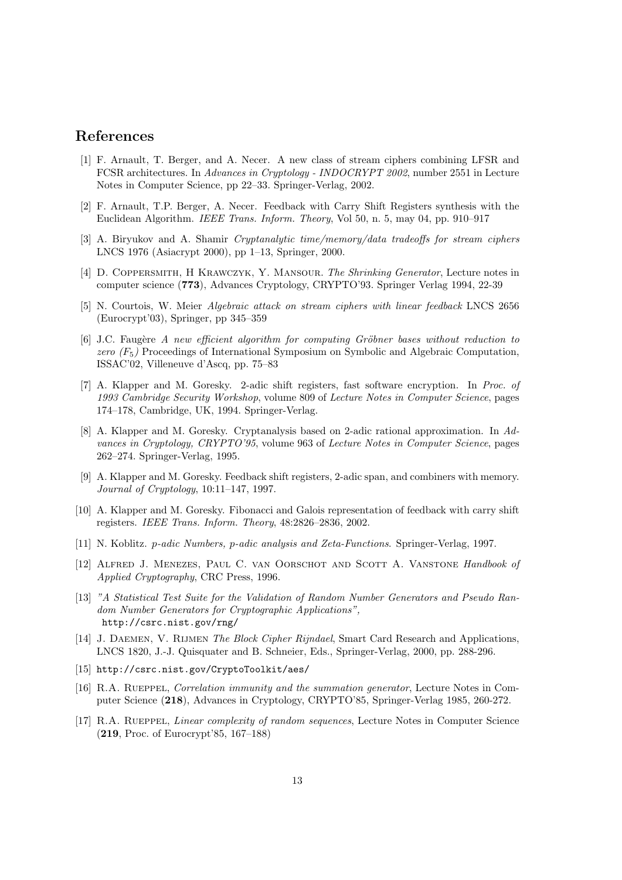# References

[1] F. Arnault, T. Berger, and A. Necer. A new class of stream ciphers combining LFSR and FCSR architectures. In *Advances in Cryptology - INDOCRYPT 2002*, number 2551 in Lecture Notes in Computer Science, pp 22–33. Springer-Verlag, 2002.

[2] F. Arnault, T.P. Berger, A. Necer. Feedback with Carry Shift Registers synthesis with the Euclidean Algorithm. *IEEE Trans. Inform. Theory*, Vol 50, n. 5, may 04, pp. 910–917

[3] A. Biryukov and A. Shamir *Cryptanalytic time/memory/data tradeoffs for stream ciphers* LNCS 1976 (Asiacrypt 2000), pp 1–13, Springer, 2000.

[4] D. Coppersmith, H Krawczyk, Y. Mansour. *The Shrinking Generator*, Lecture notes in computer science (**773**), Advances Cryptology, CRYPTO'93. Springer Verlag 1994, 22-39

[5] N. Courtois, W. Meier *Algebraic attack on stream ciphers with linear feedback* LNCS 2656 (Eurocrypt'03), Springer, pp 345–359

[6] J.C. Faugère *A new efficient algorithm for computing Gröbner bases without reduction to zero ($F_5$)* Proceedings of International Symposium on Symbolic and Algebraic Computation, ISSAC'02, Villeneuve d'Ascq, pp. 75–83

[7] A. Klapper and M. Goresky. 2-adic shift registers, fast software encryption. In *Proc. of 1993 Cambridge Security Workshop*, volume 809 of *Lecture Notes in Computer Science*, pages 174–178, Cambridge, UK, 1994. Springer-Verlag.

[8] A. Klapper and M. Goresky. Cryptanalysis based on 2-adic rational approximation. In *Advances in Cryptology, CRYPTO'95*, volume 963 of *Lecture Notes in Computer Science*, pages 262–274. Springer-Verlag, 1995.

[9] A. Klapper and M. Goresky. Feedback shift registers, 2-adic span, and combiners with memory. *Journal of Cryptology*, 10:11–147, 1997.

[10] A. Klapper and M. Goresky. Fibonacci and Galois representation of feedback with carry shift registers. *IEEE Trans. Inform. Theory*, 48:2826–2836, 2002.

[11] N. Koblitz. *p-adic Numbers, p-adic analysis and Zeta-Functions*. Springer-Verlag, 1997.

[12] Alfred J. Menezes, Paul C. van Oorschot and Scott A. Vanstone *Handbook of Applied Cryptography*, CRC Press, 1996.

[13] *"A Statistical Test Suite for the Validation of Random Number Generators and Pseudo Random Number Generators for Cryptographic Applications"*, http://csrc.nist.gov/rng/

[14] J. Daemen, V. Rijmen *The Block Cipher Rijndael*, Smart Card Research and Applications, LNCS 1820, J.-J. Quisquater and B. Schneier, Eds., Springer-Verlag, 2000, pp. 288-296.

[15] http://csrc.nist.gov/CryptoToolkit/aes/

[16] R.A. Rueppel, *Correlation immunity and the summation generator*, Lecture Notes in Computer Science (**218**), Advances in Cryptology, CRYPTO'85, Springer-Verlag 1985, 260-272.

[17] R.A. Rueppel, *Linear complexity of random sequences*, Lecture Notes in Computer Science (**219**, Proc. of Eurocrypt'85, 167–188)